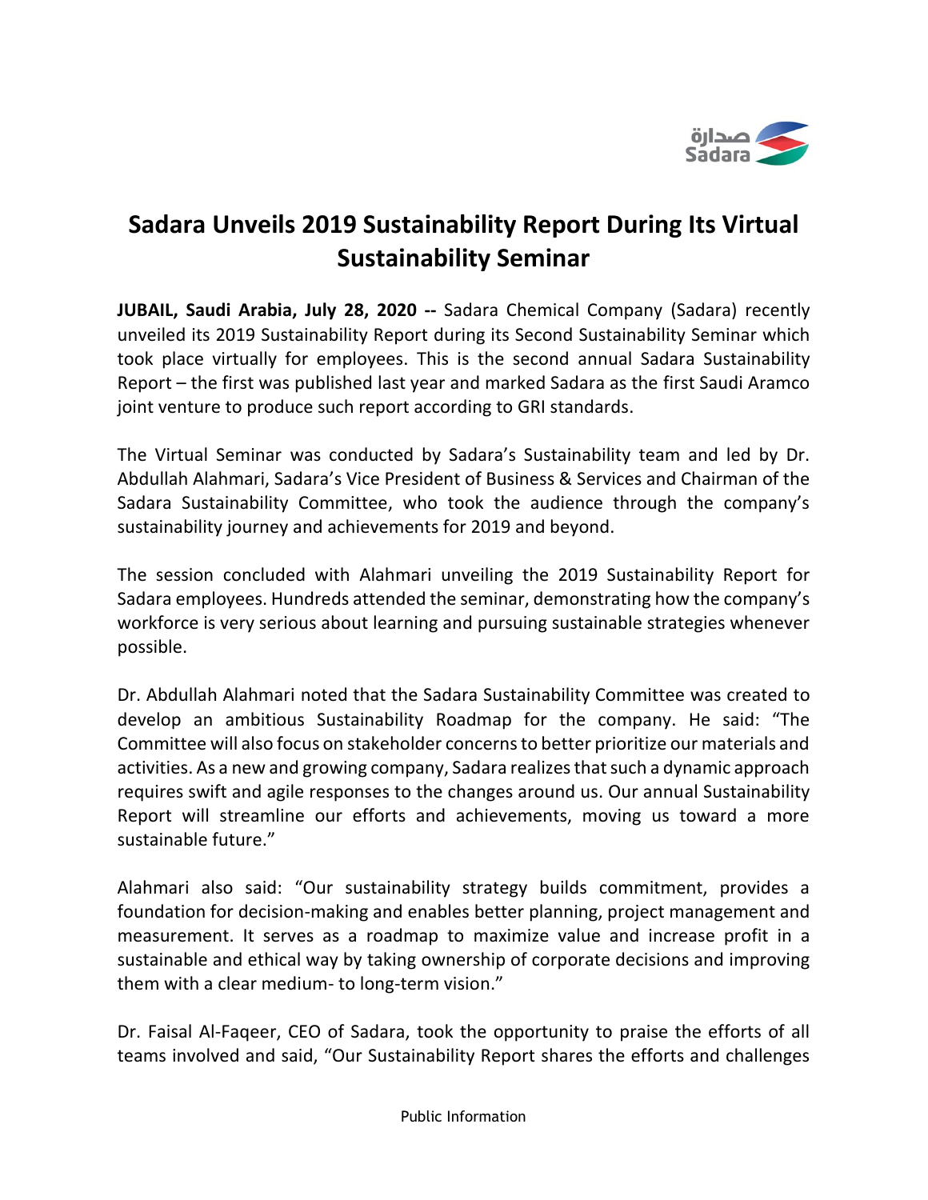# Sadara Unveils 2019 Sustainability Report During Its Virtual Sustainability Seminar

**JUBAIL, Saudi Arabia, July 28, 2020 --** Sadara Chemical Company (Sadara) recently unveiled its 2019 Sustainability Report during its Second Sustainability Seminar which took place virtually for employees. This is the second annual Sadara Sustainability Report – the first was published last year and marked Sadara as the first Saudi Aramco joint venture to produce such report according to GRI standards.

The Virtual Seminar was conducted by Sadara's Sustainability team and led by Dr. Abdullah Alahmari, Sadara's Vice President of Business & Services and Chairman of the Sadara Sustainability Committee, who took the audience through the company's sustainability journey and achievements for 2019 and beyond.

The session concluded with Alahmari unveiling the 2019 Sustainability Report for Sadara employees. Hundreds attended the seminar, demonstrating how the company's workforce is very serious about learning and pursuing sustainable strategies whenever possible.

Dr. Abdullah Alahmari noted that the Sadara Sustainability Committee was created to develop an ambitious Sustainability Roadmap for the company. He said: "The Committee will also focus on stakeholder concerns to better prioritize our materials and activities. As a new and growing company, Sadara realizes that such a dynamic approach requires swift and agile responses to the changes around us. Our annual Sustainability Report will streamline our efforts and achievements, moving us toward a more sustainable future."

Alahmari also said: "Our sustainability strategy builds commitment, provides a foundation for decision-making and enables better planning, project management and measurement. It serves as a roadmap to maximize value and increase profit in a sustainable and ethical way by taking ownership of corporate decisions and improving them with a clear medium- to long-term vision."

Dr. Faisal Al-Faqeer, CEO of Sadara, took the opportunity to praise the efforts of all teams involved and said, "Our Sustainability Report shares the efforts and challenges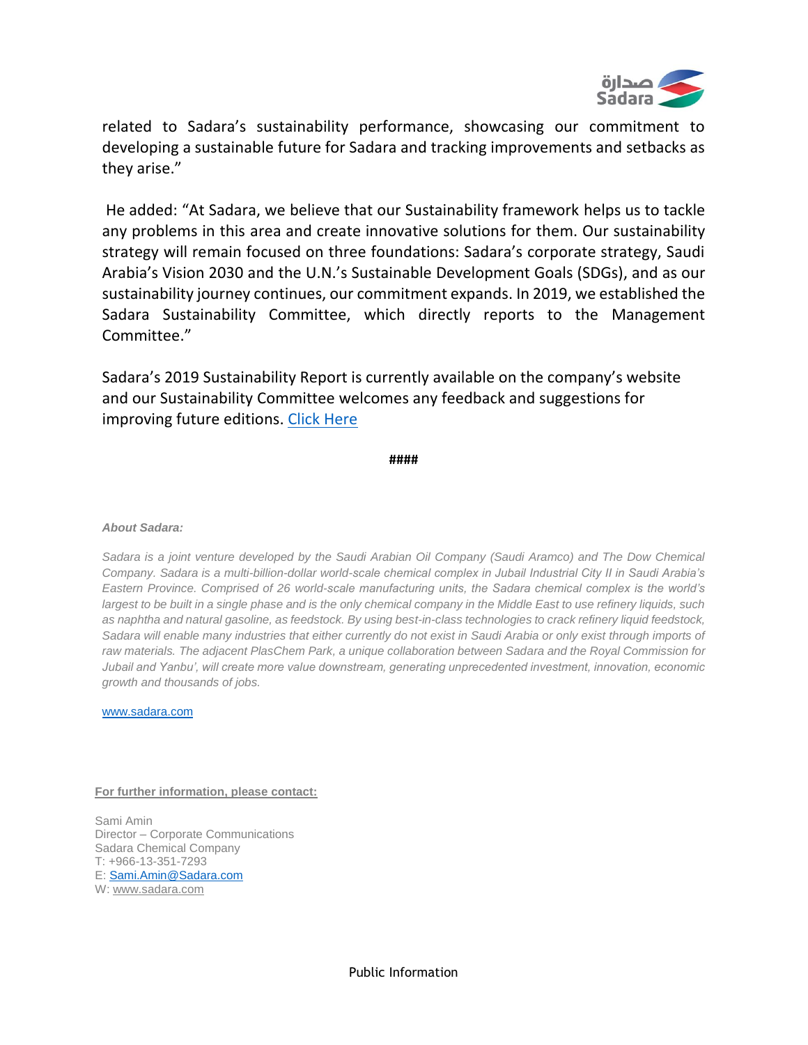related to Sadara's sustainability performance, showcasing our commitment to developing a sustainable future for Sadara and tracking improvements and setbacks as they arise."

He added: "At Sadara, we believe that our Sustainability framework helps us to tackle any problems in this area and create innovative solutions for them. Our sustainability strategy will remain focused on three foundations: Sadara's corporate strategy, Saudi Arabia's Vision 2030 and the U.N.'s Sustainable Development Goals (SDGs), and as our sustainability journey continues, our commitment expands. In 2019, we established the Sadara Sustainability Committee, which directly reports to the Management Committee."

Sadara's 2019 Sustainability Report is currently available on the company's website and our Sustainability Committee welcomes any feedback and suggestions for improving future editions. Click Here

**####**

***About Sadara:***

*Sadara is a joint venture developed by the Saudi Arabian Oil Company (Saudi Aramco) and The Dow Chemical Company. Sadara is a multi-billion-dollar world-scale chemical complex in Jubail Industrial City II in Saudi Arabia's Eastern Province. Comprised of 26 world-scale manufacturing units, the Sadara chemical complex is the world's largest to be built in a single phase and is the only chemical company in the Middle East to use refinery liquids, such as naphtha and natural gasoline, as feedstock. By using best-in-class technologies to crack refinery liquid feedstock, Sadara will enable many industries that either currently do not exist in Saudi Arabia or only exist through imports of raw materials. The adjacent PlasChem Park, a unique collaboration between Sadara and the Royal Commission for Jubail and Yanbu', will create more value downstream, generating unprecedented investment, innovation, economic growth and thousands of jobs.*

www.sadara.com

**For further information, please contact:**

Sami Amin
Director – Corporate Communications
Sadara Chemical Company
T: +966-13-351-7293
E: Sami.Amin@Sadara.com
W: www.sadara.com

Public Information